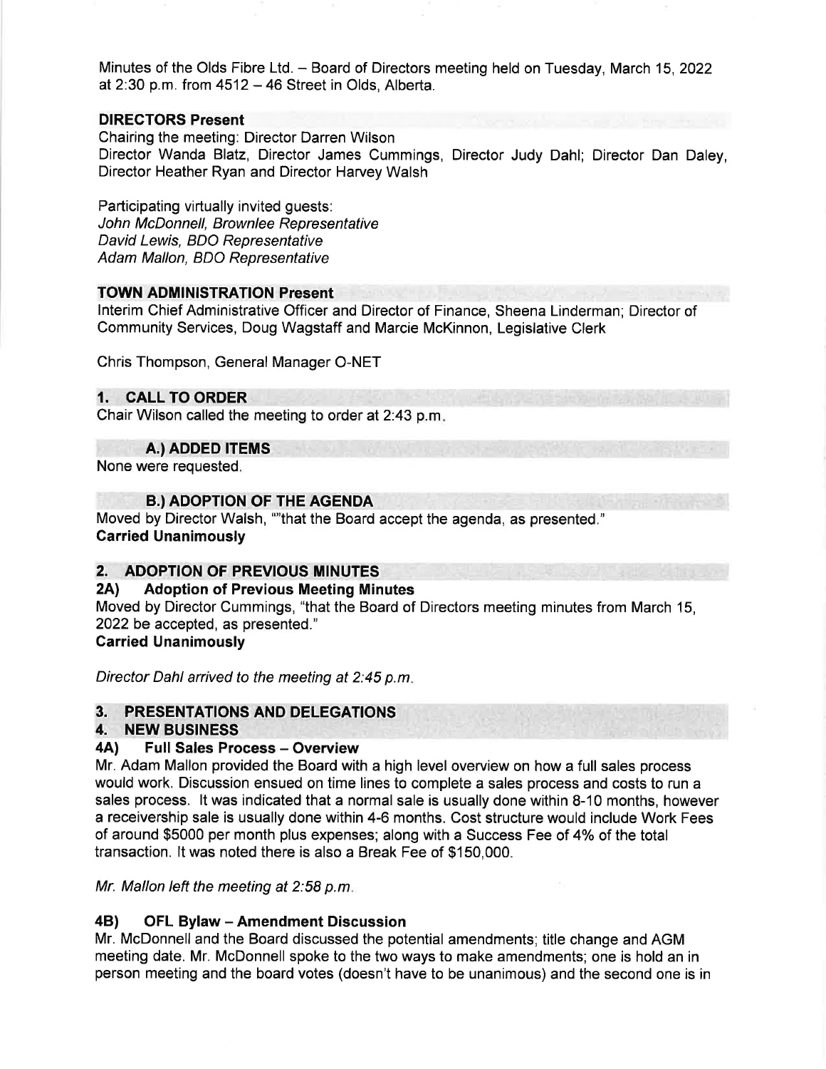Minutes of the Olds Fibre Ltd. – Board of Directors meeting held on Tuesday, March 15, 2022 at 2:30 p.m. from 4512 – 46 Street in Olds, Alberta.

**DIRECTORS Present**

Chairing the meeting: Director Darren Wilson
Director Wanda Blatz, Director James Cummings, Director Judy Dahl; Director Dan Daley, Director Heather Ryan and Director Harvey Walsh

Participating virtually invited guests:
*John McDonnell, Brownlee Representative*
*David Lewis, BDO Representative*
*Adam Mallon, BDO Representative*

**TOWN ADMINISTRATION Present**

Interim Chief Administrative Officer and Director of Finance, Sheena Linderman; Director of Community Services, Doug Wagstaff and Marcie McKinnon, Legislative Clerk

Chris Thompson, General Manager O-NET

## 1. CALL TO ORDER

Chair Wilson called the meeting to order at 2:43 p.m.

### A.) ADDED ITEMS

None were requested.

### B.) ADOPTION OF THE AGENDA

Moved by Director Walsh, ""that the Board accept the agenda, as presented."
**Carried Unanimously**

## 2. ADOPTION OF PREVIOUS MINUTES

### 2A) Adoption of Previous Meeting Minutes

Moved by Director Cummings, "that the Board of Directors meeting minutes from March 15, 2022 be accepted, as presented."
**Carried Unanimously**

*Director Dahl arrived to the meeting at 2:45 p.m.*

## 3. PRESENTATIONS AND DELEGATIONS

## 4. NEW BUSINESS

### 4A) Full Sales Process – Overview

Mr. Adam Mallon provided the Board with a high level overview on how a full sales process would work. Discussion ensued on time lines to complete a sales process and costs to run a sales process. It was indicated that a normal sale is usually done within 8-10 months, however a receivership sale is usually done within 4-6 months. Cost structure would include Work Fees of around $5000 per month plus expenses; along with a Success Fee of 4% of the total transaction. It was noted there is also a Break Fee of $150,000.

*Mr. Mallon left the meeting at 2:58 p.m.*

### 4B) OFL Bylaw – Amendment Discussion

Mr. McDonnell and the Board discussed the potential amendments; title change and AGM meeting date. Mr. McDonnell spoke to the two ways to make amendments; one is hold an in person meeting and the board votes (doesn't have to be unanimous) and the second one is in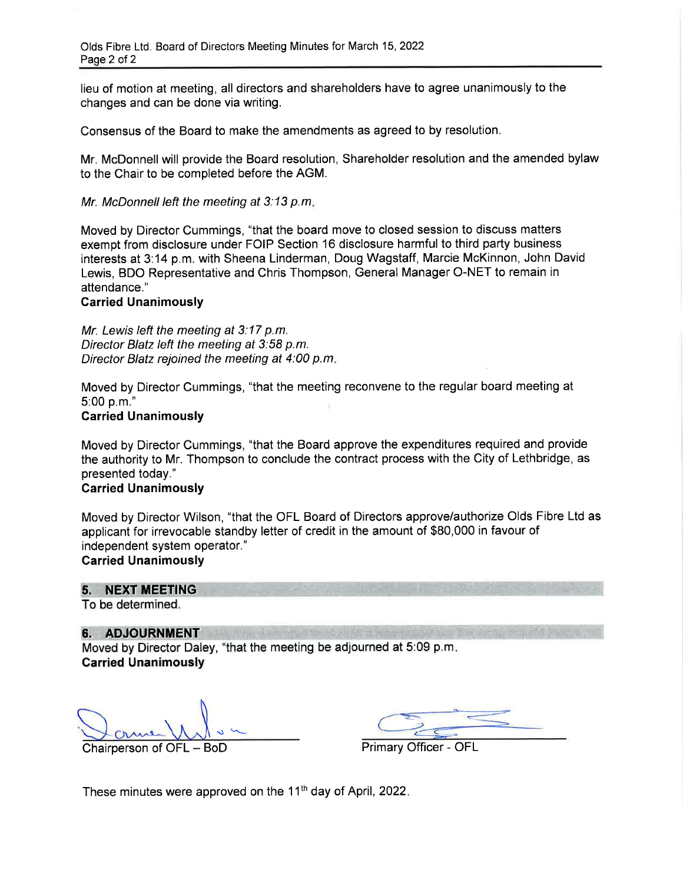lieu of motion at meeting, all directors and shareholders have to agree unanimously to the changes and can be done via writing.

Consensus of the Board to make the amendments as agreed to by resolution.

Mr. McDonnell will provide the Board resolution, Shareholder resolution and the amended bylaw to the Chair to be completed before the AGM.

*Mr. McDonnell left the meeting at 3:13 p.m.*

Moved by Director Cummings, "that the board move to closed session to discuss matters exempt from disclosure under FOIP Section 16 disclosure harmful to third party business interests at 3:14 p.m. with Sheena Linderman, Doug Wagstaff, Marcie McKinnon, John David Lewis, BDO Representative and Chris Thompson, General Manager O-NET to remain in attendance."
**Carried Unanimously**

*Mr. Lewis left the meeting at 3:17 p.m.*
*Director Blatz left the meeting at 3:58 p.m.*
*Director Blatz rejoined the meeting at 4:00 p.m.*

Moved by Director Cummings, "that the meeting reconvene to the regular board meeting at 5:00 p.m."
**Carried Unanimously**

Moved by Director Cummings, "that the Board approve the expenditures required and provide the authority to Mr. Thompson to conclude the contract process with the City of Lethbridge, as presented today."
**Carried Unanimously**

Moved by Director Wilson, "that the OFL Board of Directors approve/authorize Olds Fibre Ltd as applicant for irrevocable standby letter of credit in the amount of $80,000 in favour of independent system operator."
**Carried Unanimously**

## 5. NEXT MEETING

To be determined.

## 6. ADJOURNMENT

Moved by Director Daley, "that the meeting be adjourned at 5:09 p.m.
**Carried Unanimously**

Chairperson of OFL – BoD

Primary Officer - OFL

These minutes were approved on the 11th day of April, 2022.